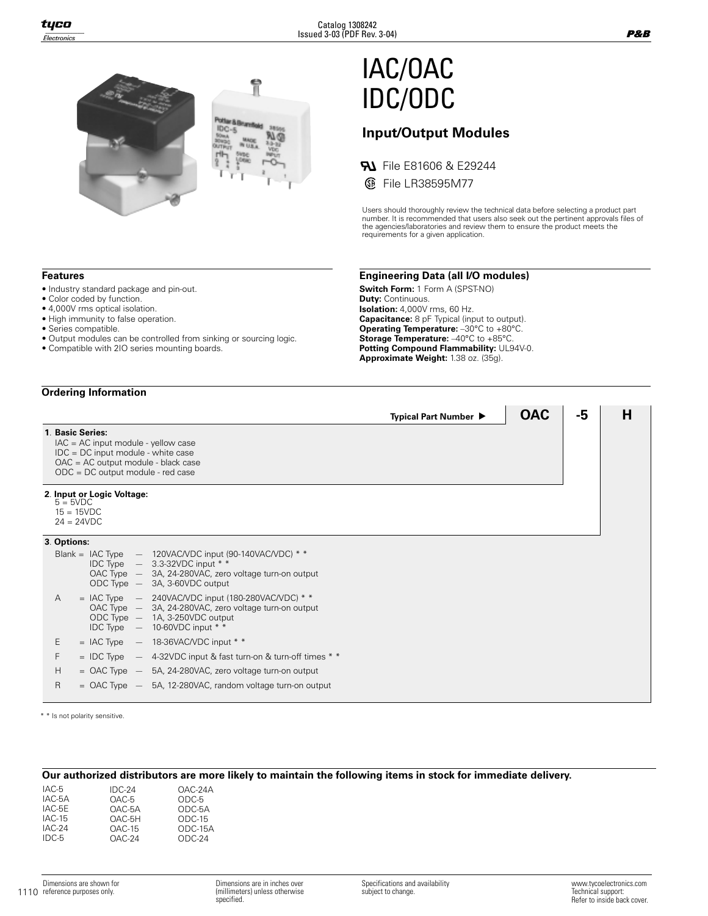# IAC/OAC IDC/ODC

## Input/Output Modules

File E81606 & E29244

File LR38595M77

Users should thoroughly review the technical data before selecting a product part number. It is recommended that users also seek out the pertinent approvals files of the agencies/laboratories and review them to ensure the product meets the requirements for a given application.

### Features

- Industry standard package and pin-out.
- Color coded by function.
- 4,000V rms optical isolation.
- High immunity to false operation.
- Series compatible.
- Output modules can be controlled from sinking or sourcing logic.
- Compatible with 2IO series mounting boards.

### Engineering Data (all I/O modules)

**Switch Form:** 1 Form A (SPST-NO)
**Duty:** Continuous.
**Isolation:** 4,000V rms, 60 Hz.
**Capacitance:** 8 pF Typical (input to output).
**Operating Temperature:** –30°C to +80°C.
**Storage Temperature:** –40°C to +85°C.
**Potting Compound Flammability:** UL94V-0.
**Approximate Weight:** 1.38 oz. (35g).

### Ordering Information

| Typical Part Number ▶ | OAC | -5 | H |
|---|---|---|---|

**1. Basic Series:**
IAC = AC input module - yellow case
IDC = DC input module - white case
OAC = AC output module - black case
ODC = DC output module - red case

**2. Input or Logic Voltage:**
5 = 5VDC
15 = 15VDC
24 = 24VDC

**3. Options:**

| | | | |
|---|---|---|---|
| Blank = | IAC Type | — | 120VAC/VDC input (90-140VAC/VDC) * * |
| | IDC Type | — | 3.3-32VDC input * * |
| | OAC Type | — | 3A, 24-280VAC, zero voltage turn-on output |
| | ODC Type | — | 3A, 3-60VDC output |
| A = | IAC Type | — | 240VAC/VDC input (180-280VAC/VDC) * * |
| | OAC Type | — | 3A, 24-280VAC, zero voltage turn-on output |
| | ODC Type | — | 1A, 3-250VDC output |
| | IDC Type | — | 10-60VDC input * * |
| E = | IAC Type | — | 18-36VAC/VDC input * * |
| F = | IDC Type | — | 4-32VDC input & fast turn-on & turn-off times * * |
| H = | OAC Type | — | 5A, 24-280VAC, zero voltage turn-on output |
| R = | OAC Type | — | 5A, 12-280VAC, random voltage turn-on output |

* * Is not polarity sensitive.

**Our authorized distributors are more likely to maintain the following items in stock for immediate delivery.**

| | | |
|---|---|---|
| IAC-5 | IDC-24 | OAC-24A |
| IAC-5A | OAC-5 | ODC-5 |
| IAC-5E | OAC-5A | ODC-5A |
| IAC-15 | OAC-5H | ODC-15 |
| IAC-24 | OAC-15 | ODC-15A |
| IDC-5 | OAC-24 | ODC-24 |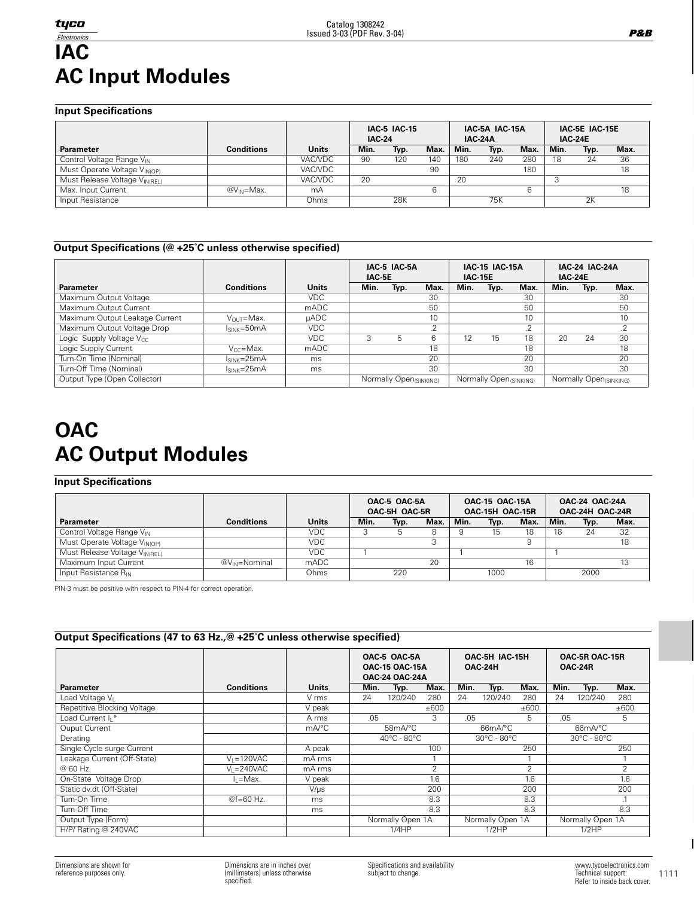# IAC
# AC Input Modules

### Input Specifications

| Parameter | Conditions | Units | IAC-5 IAC-15 IAC-24 Min. | Typ. | Max. | IAC-5A IAC-15A IAC-24A Min. | Typ. | Max. | IAC-5E IAC-15E IAC-24E Min. | Typ. | Max. |
|---|---|---|---|---|---|---|---|---|---|---|---|
| Control Voltage Range $V_{IN}$ | | VAC/VDC | 90 | 120 | 140 | 180 | 240 | 280 | 18 | 24 | 36 |
| Must Operate Voltage $V_{IN(OP)}$ | | VAC/VDC | | | 90 | | | 180 | | | 18 |
| Must Release Voltage $V_{IN(REL)}$ | | VAC/VDC | 20 | | | 20 | | | 3 | | |
| Max. Input Current | @$V_{IN}$=Max. | mA | | | 6 | | | 6 | | | 18 |
| Input Resistance | | Ohms | | 28K | | | 75K | | | 2K | |

### Output Specifications (@ +25˚C unless otherwise specified)

| Parameter | Conditions | Units | IAC-5 IAC-5A IAC-5E Min. | Typ. | Max. | IAC-15 IAC-15A IAC-15E Min. | Typ. | Max. | IAC-24 IAC-24A IAC-24E Min. | Typ. | Max. |
|---|---|---|---|---|---|---|---|---|---|---|---|
| Maximum Output Voltage | | VDC | | | 30 | | | 30 | | | 30 |
| Maximum Output Current | | mADC | | | 50 | | | 50 | | | 50 |
| Maximum Output Leakage Current | $V_{OUT}$=Max. | µADC | | | 10 | | | 10 | | | 10 |
| Maximum Output Voltage Drop | $I_{SINK}$=50mA | VDC | | | .2 | | | .2 | | | .2 |
| Logic Supply Voltage $V_{CC}$ | | VDC | 3 | 5 | 6 | 12 | 15 | 18 | 20 | 24 | 30 |
| Logic Supply Current | $V_{CC}$=Max. | mADC | | | 18 | | | 18 | | | 18 |
| Turn-On Time (Nominal) | $I_{SINK}$=25mA | ms | | | 20 | | | 20 | | | 20 |
| Turn-Off Time (Nominal) | $I_{SINK}$=25mA | ms | | | 30 | | | 30 | | | 30 |
| Output Type (Open Collector) | | | | Normally Open(SINKING) | | | Normally Open(SINKING) | | | Normally Open(SINKING) | |

# OAC
# AC Output Modules

### Input Specifications

| Parameter | Conditions | Units | OAC-5 OAC-5A OAC-5H OAC-5R Min. | Typ. | Max. | OAC-15 OAC-15A OAC-15H OAC-15R Min. | Typ. | Max. | OAC-24 OAC-24A OAC-24H OAC-24R Min. | Typ. | Max. |
|---|---|---|---|---|---|---|---|---|---|---|---|
| Control Voltage Range $V_{IN}$ | | VDC | 3 | 5 | 8 | 9 | 15 | 18 | 18 | 24 | 32 |
| Must Operate Voltage $V_{IN(OP)}$ | | VDC | | | 3 | | | 9 | | | 18 |
| Must Release Voltage $V_{IN(REL)}$ | | VDC | 1 | | | 1 | | | 1 | | |
| Maximum Input Current | @$V_{IN}$=Nominal | mADC | | | 20 | | | 16 | | | 13 |
| Input Resistance $R_{IN}$ | | Ohms | | 220 | | | 1000 | | | 2000 | |

PIN-3 must be positive with respect to PIN-4 for correct operation.

### Output Specifications (47 to 63 Hz.,@ +25˚C unless otherwise specified)

| Parameter | Conditions | Units | OAC-5 OAC-5A OAC-15 OAC-15A OAC-24 OAC-24A Min. | Typ. | Max. | OAC-5H IAC-15H OAC-24H Min. | Typ. | Max. | OAC-5R OAC-15R OAC-24R Min. | Typ. | Max. |
|---|---|---|---|---|---|---|---|---|---|---|---|
| Load Voltage $V_L$ | | V rms | 24 | 120/240 | 280 | 24 | 120/240 | 280 | 24 | 120/240 | 280 |
| Repetitive Blocking Voltage | | V peak | | | ±600 | | | ±600 | | | ±600 |
| Load Current $I_L$* | | A rms | .05 | | 3 | .05 | | 5 | .05 | | 5 |
| Ouput Current Derating | | mA/°C | | 58mA/°C 40°C - 80°C | | | 66mA/°C 30°C - 80°C | | | 66mA/°C 30°C - 80°C | |
| Single Cycle surge Current | | A peak | | | 100 | | | 250 | | | 250 |
| Leakage Current (Off-State) @ 60 Hz. | $V_L$=120VAC | mA rms | | | 1 | | | 1 | | | 1 |
| | $V_L$=240VAC | mA rms | | | 2 | | | 2 | | | 2 |
| On-State Voltage Drop | $I_L$=Max. | V peak | | | 1.6 | | | 1.6 | | | 1.6 |
| Static dv.dt (Off-State) | | V/µs | | | 200 | | | 200 | | | 200 |
| Turn-On Time | @f=60 Hz. | ms | | | 8.3 | | | 8.3 | | | .1 |
| Turn-Off Time | | ms | | | 8.3 | | | 8.3 | | | 8.3 |
| Output Type (Form) | | | | Normally Open 1A | | | Normally Open 1A | | | Normally Open 1A | |
| H/P/ Rating @ 240VAC | | | | 1/4HP | | | 1/2HP | | | 1/2HP | |

Dimensions are shown for reference purposes only.

Dimensions are in inches over (millimeters) unless otherwise specified.

Specifications and availability subject to change.

www.tycoelectronics.com
Technical support:
Refer to inside back cover.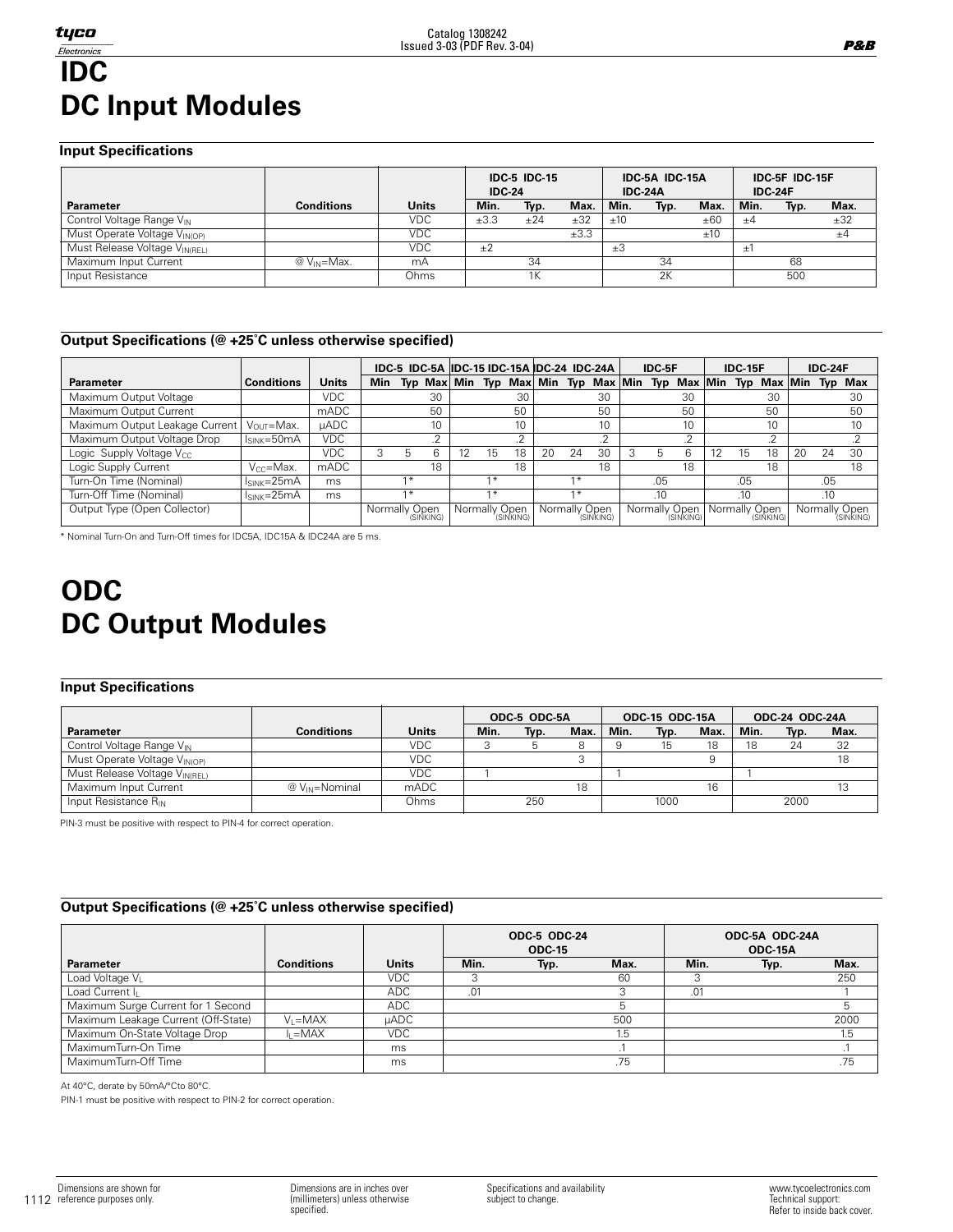# IDC
# DC Input Modules

### Input Specifications

| | | | IDC-5 IDC-15 IDC-24 | | | IDC-5A IDC-15A IDC-24A | | | IDC-5F IDC-15F IDC-24F | | |
|---|---|---|---|---|---|---|---|---|---|---|---|
| **Parameter** | **Conditions** | **Units** | **Min.** | **Typ.** | **Max.** | **Min.** | **Typ.** | **Max.** | **Min.** | **Typ.** | **Max.** |
| Control Voltage Range $V_{IN}$ | | VDC | ±3.3 | ±24 | ±32 | ±10 | | ±60 | ±4 | | ±32 |
| Must Operate Voltage $V_{IN(OP)}$ | | VDC | | | ±3.3 | | | ±10 | | | ±4 |
| Must Release Voltage $V_{IN(REL)}$ | | VDC | ±2 | | | ±3 | | | ±1 | | |
| Maximum Input Current | @ $V_{IN}$=Max. | mA | | 34 | | | 34 | | | 68 | |
| Input Resistance | | Ohms | | 1K | | | 2K | | | 500 | |

### Output Specifications (@ +25˚C unless otherwise specified)

| | | | IDC-5 IDC-5A | | | IDC-15 IDC-15A | | | IDC-24 IDC-24A | | | IDC-5F | | | IDC-15F | | | IDC-24F | | |
|---|---|---|---|---|---|---|---|---|---|---|---|---|---|---|---|---|---|---|---|---|
| **Parameter** | **Conditions** | **Units** | **Min** | **Typ** | **Max** | **Min** | **Typ** | **Max** | **Min** | **Typ** | **Max** | **Min** | **Typ** | **Max** | **Min** | **Typ** | **Max** | **Min** | **Typ** | **Max** |
| Maximum Output Voltage | | VDC | | | 30 | | | 30 | | | 30 | | | 30 | | | 30 | | | 30 |
| Maximum Output Current | | mADC | | | 50 | | | 50 | | | 50 | | | 50 | | | 50 | | | 50 |
| Maximum Output Leakage Current | $V_{OUT}$=Max. | µADC | | | 10 | | | 10 | | | 10 | | | 10 | | | 10 | | | 10 |
| Maximum Output Voltage Drop | $I_{SINK}$=50mA | VDC | | | .2 | | | .2 | | | .2 | | | .2 | | | .2 | | | .2 |
| Logic Supply Voltage $V_{CC}$ | | VDC | 3 | 5 | 6 | 12 | 15 | 18 | 20 | 24 | 30 | 3 | 5 | 6 | 12 | 15 | 18 | 20 | 24 | 30 |
| Logic Supply Current | $V_{CC}$=Max. | mADC | | | 18 | | | 18 | | | 18 | | | 18 | | | 18 | | | 18 |
| Turn-On Time (Nominal) | $I_{SINK}$=25mA | ms | | 1* | | | 1* | | | 1* | | | .05 | | | .05 | | | .05 | |
| Turn-Off Time (Nominal) | $I_{SINK}$=25mA | ms | | 1* | | | 1* | | | 1* | | | .10 | | | .10 | | | .10 | |
| Output Type (Open Collector) | | | | Normally Open (SINKING) | | | Normally Open (SINKING) | | | Normally Open (SINKING) | | | Normally Open (SINKING) | | | Normally Open (SINKING) | | | Normally Open (SINKING) | |

* Nominal Turn-On and Turn-Off times for IDC5A, IDC15A & IDC24A are 5 ms.

# ODC
# DC Output Modules

### Input Specifications

| | | | ODC-5 ODC-5A | | | ODC-15 ODC-15A | | | ODC-24 ODC-24A | | |
|---|---|---|---|---|---|---|---|---|---|---|---|
| **Parameter** | **Conditions** | **Units** | **Min.** | **Typ.** | **Max.** | **Min.** | **Typ.** | **Max.** | **Min.** | **Typ.** | **Max.** |
| Control Voltage Range $V_{IN}$ | | VDC | 3 | 5 | 8 | 9 | 15 | 18 | 18 | 24 | 32 |
| Must Operate Voltage $V_{IN(OP)}$ | | VDC | | | 3 | | | 9 | | | 18 |
| Must Release Voltage $V_{IN(REL)}$ | | VDC | 1 | | | 1 | | | 1 | | |
| Maximum Input Current | @ $V_{IN}$=Nominal | mADC | | | 18 | | | 16 | | | 13 |
| Input Resistance $R_{IN}$ | | Ohms | | 250 | | | 1000 | | | 2000 | |

PIN-3 must be positive with respect to PIN-4 for correct operation.

### Output Specifications (@ +25˚C unless otherwise specified)

| | | | ODC-5 ODC-24 ODC-15 | | | ODC-5A ODC-24A ODC-15A | | |
|---|---|---|---|---|---|---|---|---|
| **Parameter** | **Conditions** | **Units** | **Min.** | **Typ.** | **Max.** | **Min.** | **Typ.** | **Max.** |
| Load Voltage $V_L$ | | VDC | 3 | | 60 | 3 | | 250 |
| Load Current $I_L$ | | ADC | .01 | | 3 | .01 | | 1 |
| Maximum Surge Current for 1 Second | | ADC | | | 5 | | | 5 |
| Maximum Leakage Current (Off-State) | $V_L$=MAX | µADC | | | 500 | | | 2000 |
| Maximum On-State Voltage Drop | $I_L$=MAX | VDC | | | 1.5 | | | 1.5 |
| MaximumTurn-On Time | | ms | | | .1 | | | .1 |
| MaximumTurn-Off Time | | ms | | | .75 | | | .75 |

At 40°C, derate by 50mA/°Cto 80°C.

PIN-1 must be positive with respect to PIN-2 for correct operation.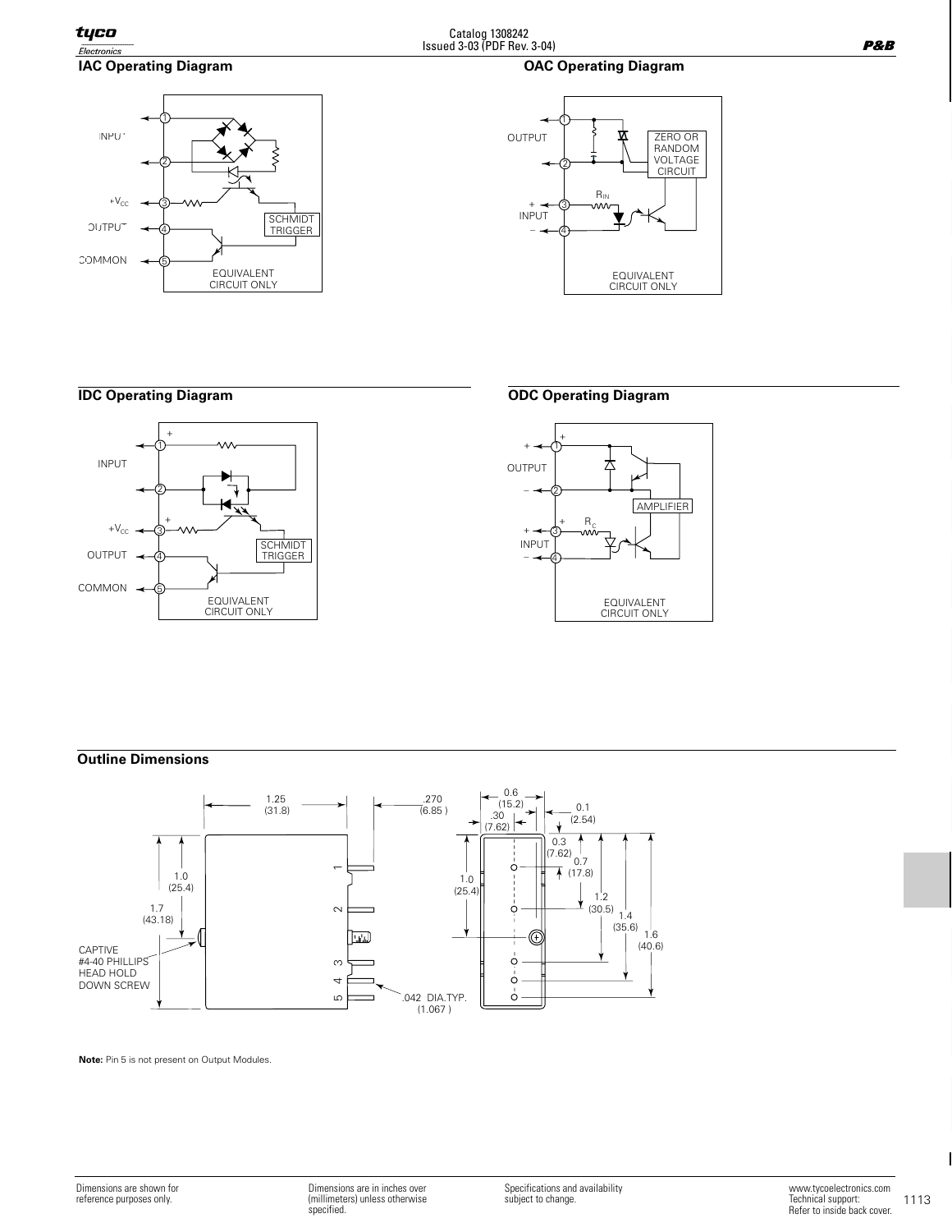## IAC Operating Diagram

INPUT

1

2

$+V_{CC}$ 3

OUTPUT 4

COMMON 5

SCHMIDT TRIGGER

EQUIVALENT CIRCUIT ONLY

## OAC Operating Diagram

OUTPUT

1

2

ZERO OR RANDOM VOLTAGE CIRCUIT

$R_{IN}$

+ INPUT −

3

4

EQUIVALENT CIRCUIT ONLY

## IDC Operating Diagram

INPUT

+ 1

2

+ $+V_{CC}$ 3

OUTPUT 4

COMMON 5

SCHMIDT TRIGGER

EQUIVALENT CIRCUIT ONLY

## ODC Operating Diagram

+ OUTPUT −

+ 1

2

AMPLIFIER

$R_C$

+ INPUT −

+ 3

4

EQUIVALENT CIRCUIT ONLY

## Outline Dimensions

1.25 (31.8)

.270 (6.85 )

0.6 (15.2)

.30 (7.62)

0.1 (2.54)

0.3 (7.62)

0.7 (17.8)

1.0 (25.4)

1.7 (43.18)

1.0 (25.4)

1.2 (30.5)

1.4 (35.6)

1.6 (40.6)

CAPTIVE #4-40 PHILLIPS HEAD HOLD DOWN SCREW

1 2 3 4 5

.042 DIA.TYP. (1.067 )

**Note:** Pin 5 is not present on Output Modules.

Dimensions are shown for reference purposes only.

Dimensions are in inches over (millimeters) unless otherwise specified.

Specifications and availability subject to change.

www.tycoelectronics.com Technical support: Refer to inside back cover.